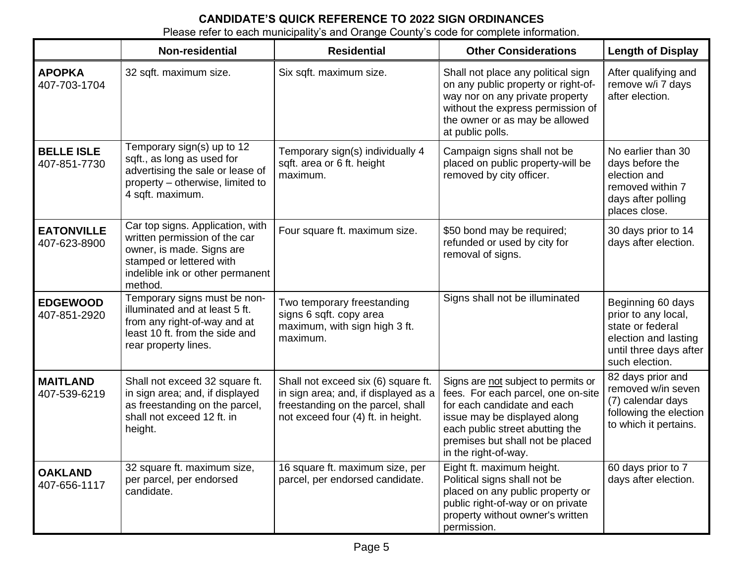# CANDIDATE'S QUICK REFERENCE TO 2022 SIGN ORDINANCES

Please refer to each municipality's and Orange County's code for complete information.

| | Non-residential | Residential | Other Considerations | Length of Display |
|---|---|---|---|---|
| **APOPKA** 407-703-1704 | 32 sqft. maximum size. | Six sqft. maximum size. | Shall not place any political sign on any public property or right-of-way nor on any private property without the express permission of the owner or as may be allowed at public polls. | After qualifying and remove w/i 7 days after election. |
| **BELLE ISLE** 407-851-7730 | Temporary sign(s) up to 12 sqft., as long as used for advertising the sale or lease of property – otherwise, limited to 4 sqft. maximum. | Temporary sign(s) individually 4 sqft. area or 6 ft. height maximum. | Campaign signs shall not be placed on public property-will be removed by city officer. | No earlier than 30 days before the election and removed within 7 days after polling places close. |
| **EATONVILLE** 407-623-8900 | Car top signs. Application, with written permission of the car owner, is made. Signs are stamped or lettered with indelible ink or other permanent method. | Four square ft. maximum size. | $50 bond may be required; refunded or used by city for removal of signs. | 30 days prior to 14 days after election. |
| **EDGEWOOD** 407-851-2920 | Temporary signs must be non-illuminated and at least 5 ft. from any right-of-way and at least 10 ft. from the side and rear property lines. | Two temporary freestanding signs 6 sqft. copy area maximum, with sign high 3 ft. maximum. | Signs shall not be illuminated | Beginning 60 days prior to any local, state or federal election and lasting until three days after such election. |
| **MAITLAND** 407-539-6219 | Shall not exceed 32 square ft. in sign area; and, if displayed as freestanding on the parcel, shall not exceed 12 ft. in height. | Shall not exceed six (6) square ft. in sign area; and, if displayed as a freestanding on the parcel, shall not exceed four (4) ft. in height. | Signs are not subject to permits or fees. For each parcel, one on-site for each candidate and each issue may be displayed along each public street abutting the premises but shall not be placed in the right-of-way. | 82 days prior and removed w/in seven (7) calendar days following the election to which it pertains. |
| **OAKLAND** 407-656-1117 | 32 square ft. maximum size, per parcel, per endorsed candidate. | 16 square ft. maximum size, per parcel, per endorsed candidate. | Eight ft. maximum height. Political signs shall not be placed on any public property or public right-of-way or on private property without owner's written permission. | 60 days prior to 7 days after election. |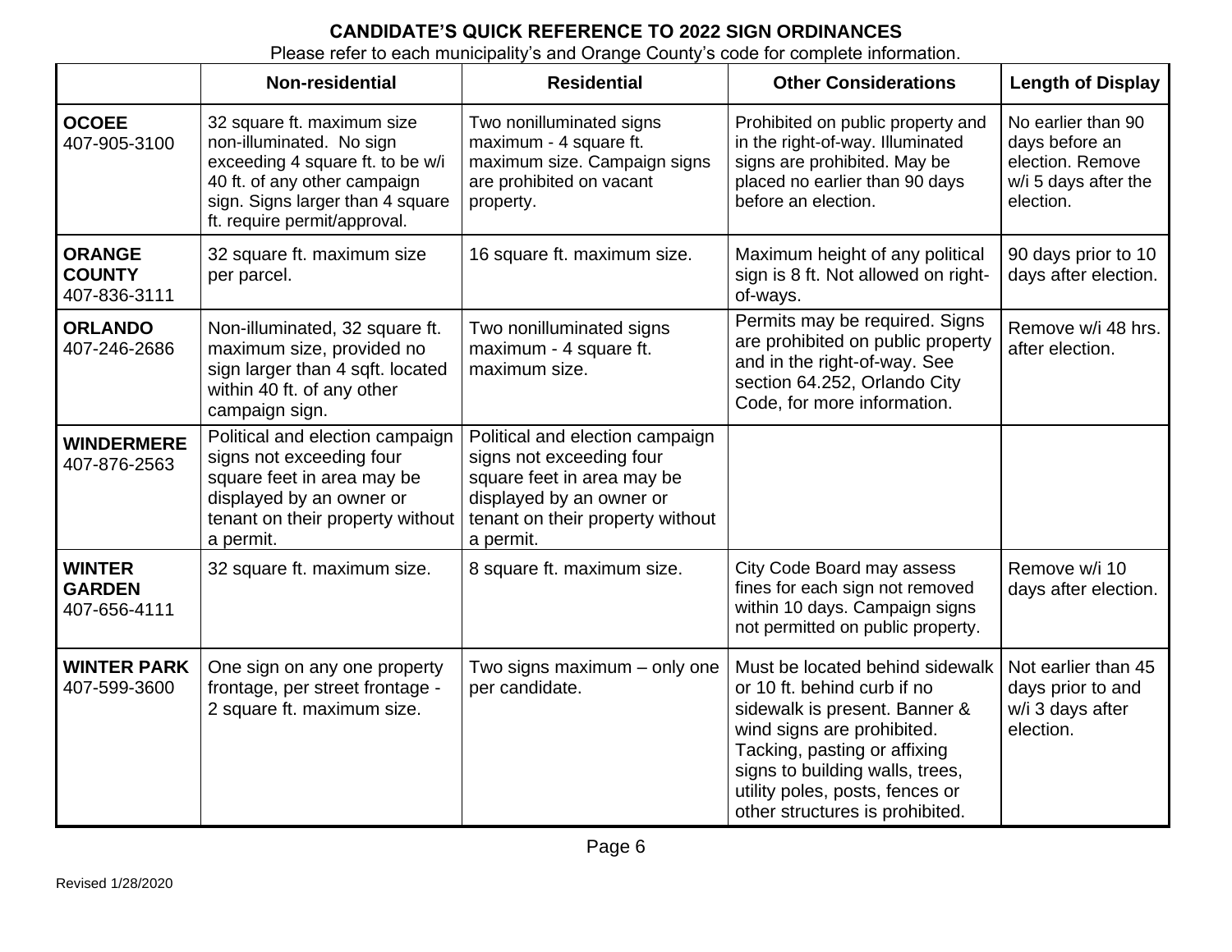**CANDIDATE'S QUICK REFERENCE TO 2022 SIGN ORDINANCES**

Please refer to each municipality's and Orange County's code for complete information.

| | Non-residential | Residential | Other Considerations | Length of Display |
|---|---|---|---|---|
| **OCOEE** 407-905-3100 | 32 square ft. maximum size non-illuminated. No sign exceeding 4 square ft. to be w/i 40 ft. of any other campaign sign. Signs larger than 4 square ft. require permit/approval. | Two nonilluminated signs maximum - 4 square ft. maximum size. Campaign signs are prohibited on vacant property. | Prohibited on public property and in the right-of-way. Illuminated signs are prohibited. May be placed no earlier than 90 days before an election. | No earlier than 90 days before an election. Remove w/i 5 days after the election. |
| **ORANGE COUNTY** 407-836-3111 | 32 square ft. maximum size per parcel. | 16 square ft. maximum size. | Maximum height of any political sign is 8 ft. Not allowed on right-of-ways. | 90 days prior to 10 days after election. |
| **ORLANDO** 407-246-2686 | Non-illuminated, 32 square ft. maximum size, provided no sign larger than 4 sqft. located within 40 ft. of any other campaign sign. | Two nonilluminated signs maximum - 4 square ft. maximum size. | Permits may be required. Signs are prohibited on public property and in the right-of-way. See section 64.252, Orlando City Code, for more information. | Remove w/i 48 hrs. after election. |
| **WINDERMERE** 407-876-2563 | Political and election campaign signs not exceeding four square feet in area may be displayed by an owner or tenant on their property without a permit. | Political and election campaign signs not exceeding four square feet in area may be displayed by an owner or tenant on their property without a permit. | | |
| **WINTER GARDEN** 407-656-4111 | 32 square ft. maximum size. | 8 square ft. maximum size. | City Code Board may assess fines for each sign not removed within 10 days. Campaign signs not permitted on public property. | Remove w/i 10 days after election. |
| **WINTER PARK** 407-599-3600 | One sign on any one property frontage, per street frontage - 2 square ft. maximum size. | Two signs maximum – only one per candidate. | Must be located behind sidewalk or 10 ft. behind curb if no sidewalk is present. Banner & wind signs are prohibited. Tacking, pasting or affixing signs to building walls, trees, utility poles, posts, fences or other structures is prohibited. | Not earlier than 45 days prior to and w/i 3 days after election. |

Revised 1/28/2020